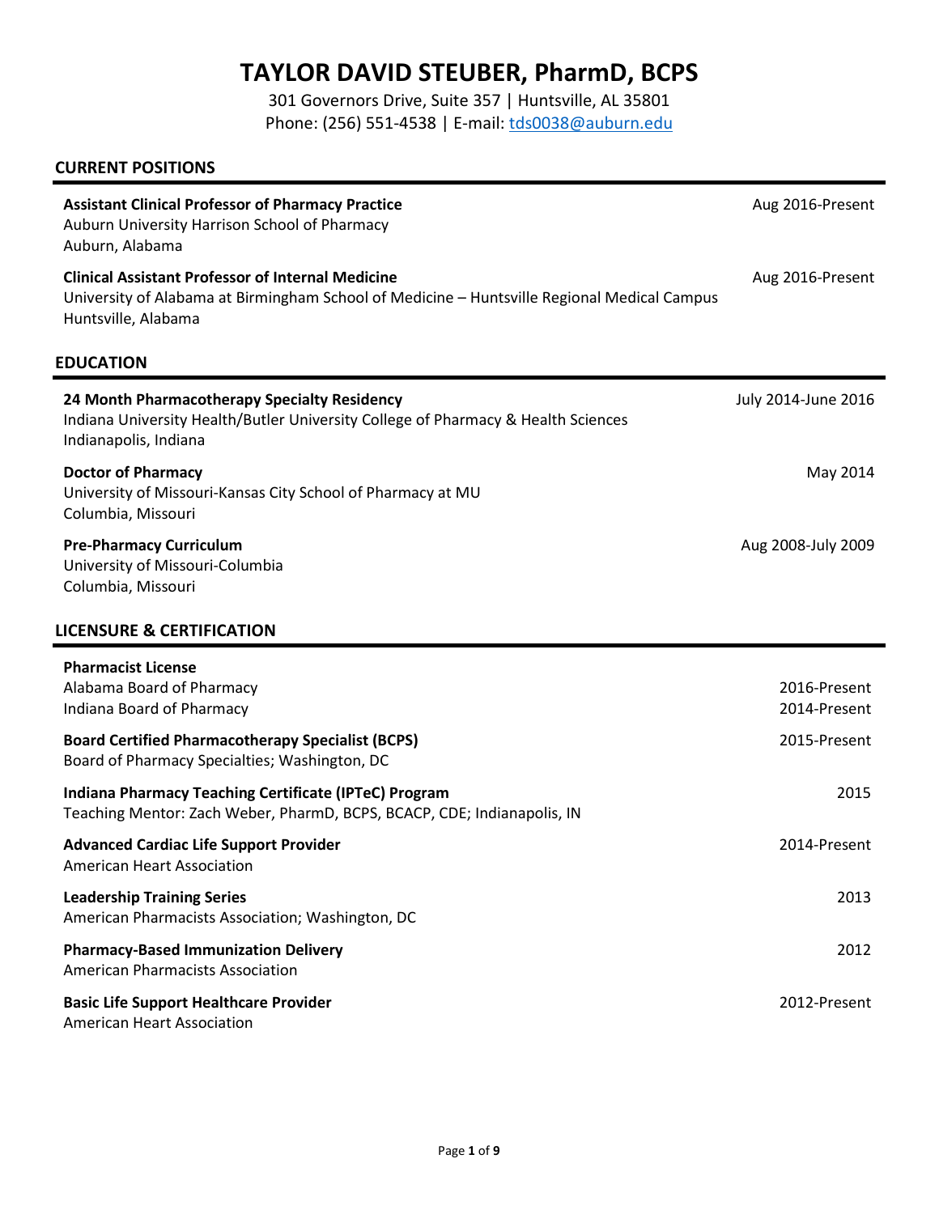# TAYLOR DAVID STEUBER, PharmD, BCPS

301 Governors Drive, Suite 357 | Huntsville, AL 35801
Phone: (256) 551-4538 | E-mail: tds0038@auburn.edu

## CURRENT POSITIONS

**Assistant Clinical Professor of Pharmacy Practice** — Aug 2016-Present
Auburn University Harrison School of Pharmacy
Auburn, Alabama

**Clinical Assistant Professor of Internal Medicine** — Aug 2016-Present
University of Alabama at Birmingham School of Medicine – Huntsville Regional Medical Campus
Huntsville, Alabama

## EDUCATION

**24 Month Pharmacotherapy Specialty Residency** — July 2014-June 2016
Indiana University Health/Butler University College of Pharmacy & Health Sciences
Indianapolis, Indiana

**Doctor of Pharmacy** — May 2014
University of Missouri-Kansas City School of Pharmacy at MU
Columbia, Missouri

**Pre-Pharmacy Curriculum** — Aug 2008-July 2009
University of Missouri-Columbia
Columbia, Missouri

## LICENSURE & CERTIFICATION

**Pharmacist License**
Alabama Board of Pharmacy — 2016-Present
Indiana Board of Pharmacy — 2014-Present

**Board Certified Pharmacotherapy Specialist (BCPS)** — 2015-Present
Board of Pharmacy Specialties; Washington, DC

**Indiana Pharmacy Teaching Certificate (IPTeC) Program** — 2015
Teaching Mentor: Zach Weber, PharmD, BCPS, BCACP, CDE; Indianapolis, IN

**Advanced Cardiac Life Support Provider** — 2014-Present
American Heart Association

**Leadership Training Series** — 2013
American Pharmacists Association; Washington, DC

**Pharmacy-Based Immunization Delivery** — 2012
American Pharmacists Association

**Basic Life Support Healthcare Provider** — 2012-Present
American Heart Association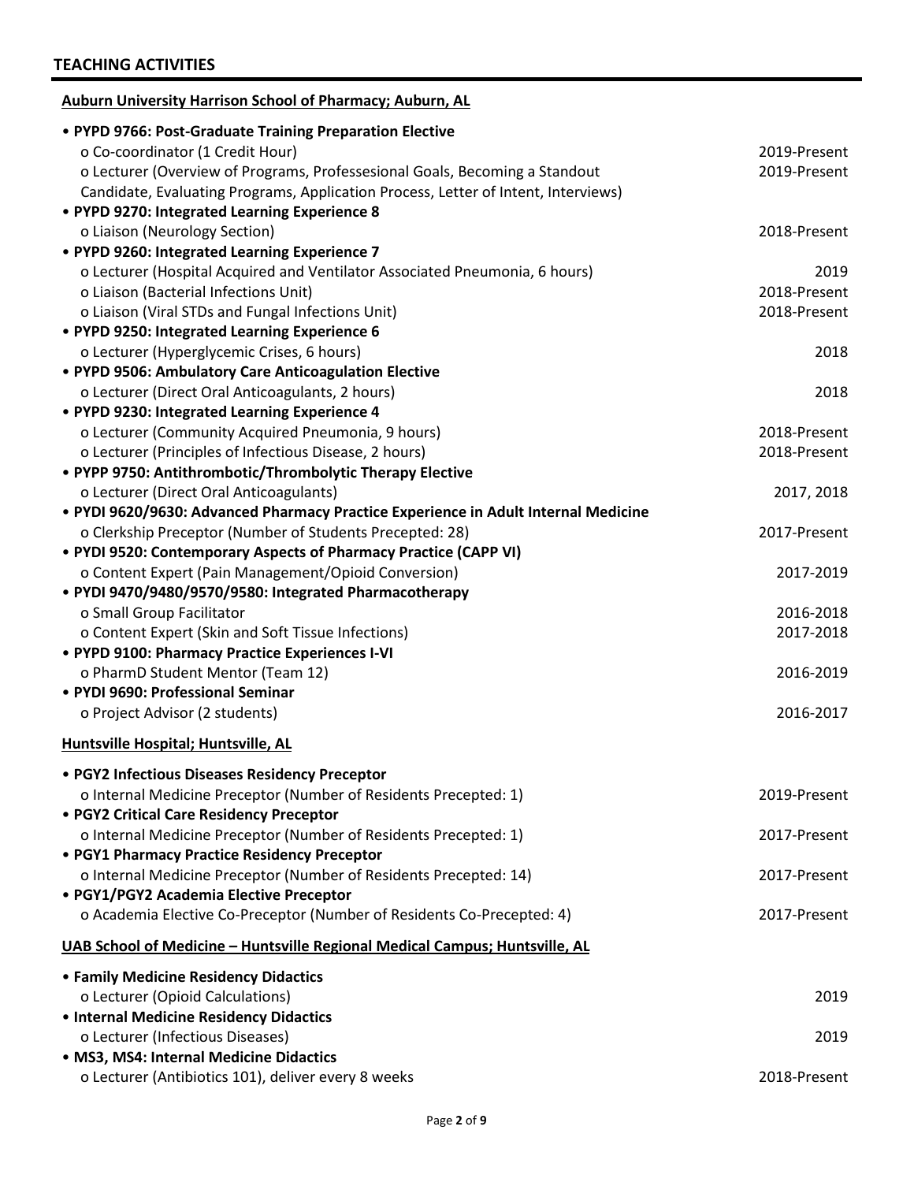## TEACHING ACTIVITIES

**Auburn University Harrison School of Pharmacy; Auburn, AL**

- **PYPD 9766: Post-Graduate Training Preparation Elective**
  - Co-coordinator (1 Credit Hour) — 2019-Present
  - Lecturer (Overview of Programs, Professesional Goals, Becoming a Standout Candidate, Evaluating Programs, Application Process, Letter of Intent, Interviews) — 2019-Present
- **PYPD 9270: Integrated Learning Experience 8**
  - Liaison (Neurology Section) — 2018-Present
- **PYPD 9260: Integrated Learning Experience 7**
  - Lecturer (Hospital Acquired and Ventilator Associated Pneumonia, 6 hours) — 2019
  - Liaison (Bacterial Infections Unit) — 2018-Present
  - Liaison (Viral STDs and Fungal Infections Unit) — 2018-Present
- **PYPD 9250: Integrated Learning Experience 6**
  - Lecturer (Hyperglycemic Crises, 6 hours) — 2018
- **PYPD 9506: Ambulatory Care Anticoagulation Elective**
  - Lecturer (Direct Oral Anticoagulants, 2 hours) — 2018
- **PYPD 9230: Integrated Learning Experience 4**
  - Lecturer (Community Acquired Pneumonia, 9 hours) — 2018-Present
  - Lecturer (Principles of Infectious Disease, 2 hours) — 2018-Present
- **PYPP 9750: Antithrombotic/Thrombolytic Therapy Elective**
  - Lecturer (Direct Oral Anticoagulants) — 2017, 2018
- **PYDI 9620/9630: Advanced Pharmacy Practice Experience in Adult Internal Medicine**
  - Clerkship Preceptor (Number of Students Precepted: 28) — 2017-Present
- **PYDI 9520: Contemporary Aspects of Pharmacy Practice (CAPP VI)**
  - Content Expert (Pain Management/Opioid Conversion) — 2017-2019
- **PYDI 9470/9480/9570/9580: Integrated Pharmacotherapy**
  - Small Group Facilitator — 2016-2018
  - Content Expert (Skin and Soft Tissue Infections) — 2017-2018
- **PYPD 9100: Pharmacy Practice Experiences I-VI**
  - PharmD Student Mentor (Team 12) — 2016-2019
- **PYDI 9690: Professional Seminar**
  - Project Advisor (2 students) — 2016-2017

**Huntsville Hospital; Huntsville, AL**

- **PGY2 Infectious Diseases Residency Preceptor**
  - Internal Medicine Preceptor (Number of Residents Precepted: 1) — 2019-Present
- **PGY2 Critical Care Residency Preceptor**
  - Internal Medicine Preceptor (Number of Residents Precepted: 1) — 2017-Present
- **PGY1 Pharmacy Practice Residency Preceptor**
  - Internal Medicine Preceptor (Number of Residents Precepted: 14) — 2017-Present
- **PGY1/PGY2 Academia Elective Preceptor**
  - Academia Elective Co-Preceptor (Number of Residents Co-Precepted: 4) — 2017-Present

**UAB School of Medicine – Huntsville Regional Medical Campus; Huntsville, AL**

- **Family Medicine Residency Didactics**
  - Lecturer (Opioid Calculations) — 2019
- **Internal Medicine Residency Didactics**
  - Lecturer (Infectious Diseases) — 2019
- **MS3, MS4: Internal Medicine Didactics**
  - Lecturer (Antibiotics 101), deliver every 8 weeks — 2018-Present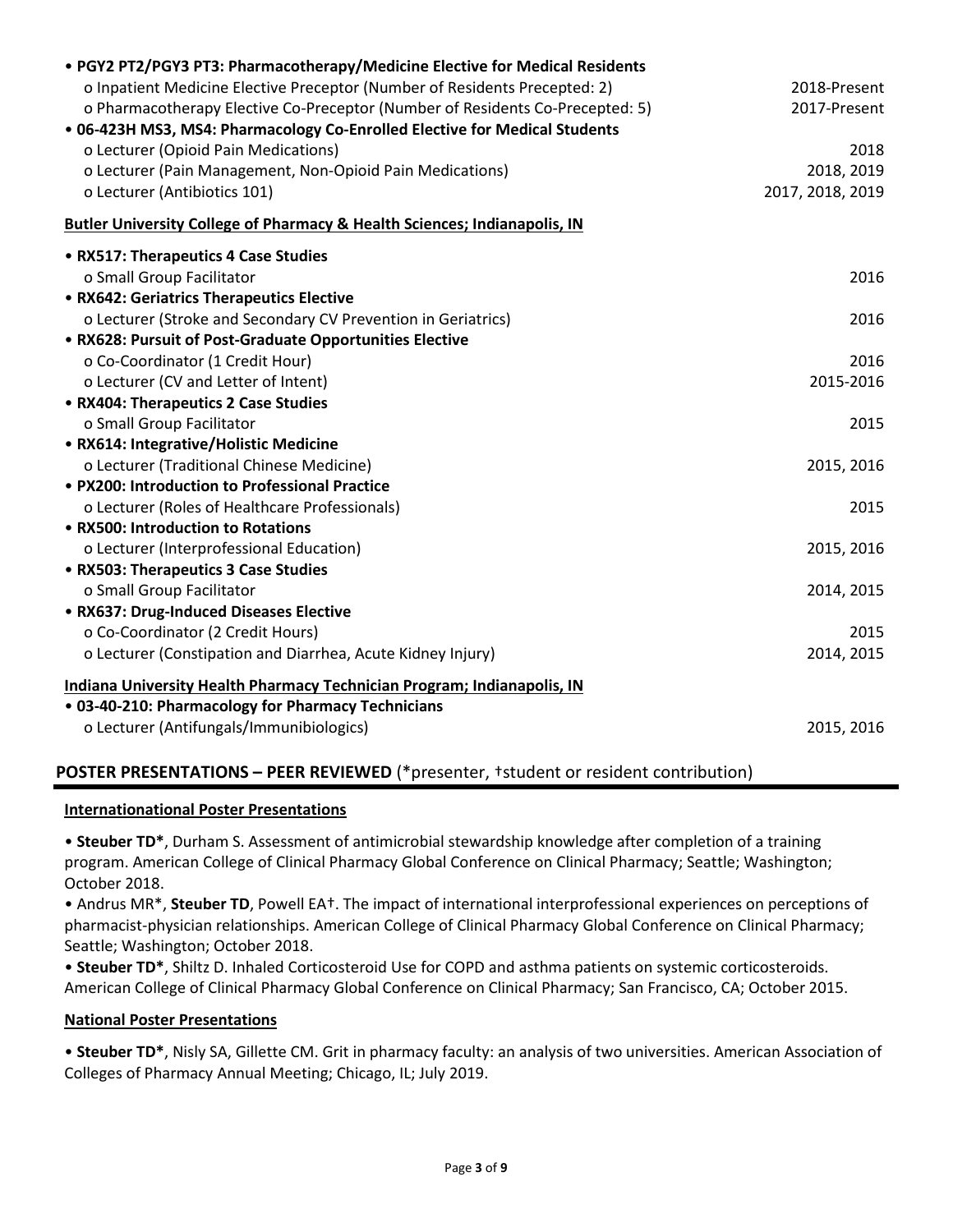- **PGY2 PT2/PGY3 PT3: Pharmacotherapy/Medicine Elective for Medical Residents**
  - Inpatient Medicine Elective Preceptor (Number of Residents Precepted: 2) — 2018-Present
  - Pharmacotherapy Elective Co-Preceptor (Number of Residents Co-Precepted: 5) — 2017-Present
- **06-423H MS3, MS4: Pharmacology Co-Enrolled Elective for Medical Students**
  - Lecturer (Opioid Pain Medications) — 2018
  - Lecturer (Pain Management, Non-Opioid Pain Medications) — 2018, 2019
  - Lecturer (Antibiotics 101) — 2017, 2018, 2019

**Butler University College of Pharmacy & Health Sciences; Indianapolis, IN**

- **RX517: Therapeutics 4 Case Studies**
  - Small Group Facilitator — 2016
- **RX642: Geriatrics Therapeutics Elective**
  - Lecturer (Stroke and Secondary CV Prevention in Geriatrics) — 2016
- **RX628: Pursuit of Post-Graduate Opportunities Elective**
  - Co-Coordinator (1 Credit Hour) — 2016
  - Lecturer (CV and Letter of Intent) — 2015-2016
- **RX404: Therapeutics 2 Case Studies**
  - Small Group Facilitator — 2015
- **RX614: Integrative/Holistic Medicine**
  - Lecturer (Traditional Chinese Medicine) — 2015, 2016
- **PX200: Introduction to Professional Practice**
  - Lecturer (Roles of Healthcare Professionals) — 2015
- **RX500: Introduction to Rotations**
  - Lecturer (Interprofessional Education) — 2015, 2016
- **RX503: Therapeutics 3 Case Studies**
  - Small Group Facilitator — 2014, 2015
- **RX637: Drug-Induced Diseases Elective**
  - Co-Coordinator (2 Credit Hours) — 2015
  - Lecturer (Constipation and Diarrhea, Acute Kidney Injury) — 2014, 2015

**Indiana University Health Pharmacy Technician Program; Indianapolis, IN**

- **03-40-210: Pharmacology for Pharmacy Technicians**
  - Lecturer (Antifungals/Immunibiologics) — 2015, 2016

## POSTER PRESENTATIONS – PEER REVIEWED (*presenter, †student or resident contribution)

**International Poster Presentations**

- **Steuber TD***, Durham S. Assessment of antimicrobial stewardship knowledge after completion of a training program. American College of Clinical Pharmacy Global Conference on Clinical Pharmacy; Seattle; Washington; October 2018.
- Andrus MR*, **Steuber TD**, Powell EA†. The impact of international interprofessional experiences on perceptions of pharmacist-physician relationships. American College of Clinical Pharmacy Global Conference on Clinical Pharmacy; Seattle; Washington; October 2018.
- **Steuber TD***, Shiltz D. Inhaled Corticosteroid Use for COPD and asthma patients on systemic corticosteroids. American College of Clinical Pharmacy Global Conference on Clinical Pharmacy; San Francisco, CA; October 2015.

**National Poster Presentations**

- **Steuber TD***, Nisly SA, Gillette CM. Grit in pharmacy faculty: an analysis of two universities. American Association of Colleges of Pharmacy Annual Meeting; Chicago, IL; July 2019.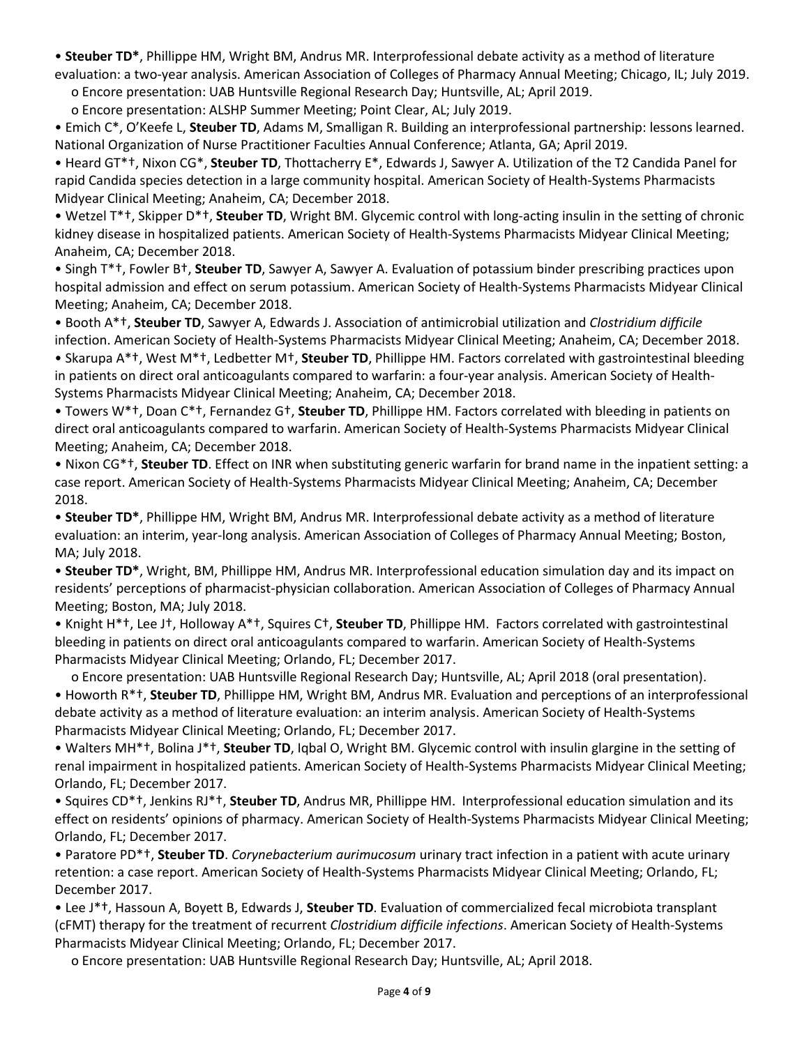- **Steuber TD***, Phillippe HM, Wright BM, Andrus MR. Interprofessional debate activity as a method of literature evaluation: a two-year analysis. American Association of Colleges of Pharmacy Annual Meeting; Chicago, IL; July 2019.
    - Encore presentation: UAB Huntsville Regional Research Day; Huntsville, AL; April 2019.
    - Encore presentation: ALSHP Summer Meeting; Point Clear, AL; July 2019.
- Emich C*, O'Keefe L, **Steuber TD**, Adams M, Smalligan R. Building an interprofessional partnership: lessons learned. National Organization of Nurse Practitioner Faculties Annual Conference; Atlanta, GA; April 2019.
- Heard GT*†, Nixon CG*, **Steuber TD**, Thottacherry E*, Edwards J, Sawyer A. Utilization of the T2 Candida Panel for rapid Candida species detection in a large community hospital. American Society of Health-Systems Pharmacists Midyear Clinical Meeting; Anaheim, CA; December 2018.
- Wetzel T*†, Skipper D*†, **Steuber TD**, Wright BM. Glycemic control with long-acting insulin in the setting of chronic kidney disease in hospitalized patients. American Society of Health-Systems Pharmacists Midyear Clinical Meeting; Anaheim, CA; December 2018.
- Singh T*†, Fowler B†, **Steuber TD**, Sawyer A, Sawyer A. Evaluation of potassium binder prescribing practices upon hospital admission and effect on serum potassium. American Society of Health-Systems Pharmacists Midyear Clinical Meeting; Anaheim, CA; December 2018.
- Booth A*†, **Steuber TD**, Sawyer A, Edwards J. Association of antimicrobial utilization and *Clostridium difficile* infection. American Society of Health-Systems Pharmacists Midyear Clinical Meeting; Anaheim, CA; December 2018.
- Skarupa A*†, West M*†, Ledbetter M†, **Steuber TD**, Phillippe HM. Factors correlated with gastrointestinal bleeding in patients on direct oral anticoagulants compared to warfarin: a four-year analysis. American Society of Health-Systems Pharmacists Midyear Clinical Meeting; Anaheim, CA; December 2018.
- Towers W*†, Doan C*†, Fernandez G†, **Steuber TD**, Phillippe HM. Factors correlated with bleeding in patients on direct oral anticoagulants compared to warfarin. American Society of Health-Systems Pharmacists Midyear Clinical Meeting; Anaheim, CA; December 2018.
- Nixon CG*†, **Steuber TD**. Effect on INR when substituting generic warfarin for brand name in the inpatient setting: a case report. American Society of Health-Systems Pharmacists Midyear Clinical Meeting; Anaheim, CA; December 2018.
- **Steuber TD***, Phillippe HM, Wright BM, Andrus MR. Interprofessional debate activity as a method of literature evaluation: an interim, year-long analysis. American Association of Colleges of Pharmacy Annual Meeting; Boston, MA; July 2018.
- **Steuber TD***, Wright, BM, Phillippe HM, Andrus MR. Interprofessional education simulation day and its impact on residents' perceptions of pharmacist-physician collaboration. American Association of Colleges of Pharmacy Annual Meeting; Boston, MA; July 2018.
- Knight H*†, Lee J†, Holloway A*†, Squires C†, **Steuber TD**, Phillippe HM. Factors correlated with gastrointestinal bleeding in patients on direct oral anticoagulants compared to warfarin. American Society of Health-Systems Pharmacists Midyear Clinical Meeting; Orlando, FL; December 2017.
    - Encore presentation: UAB Huntsville Regional Research Day; Huntsville, AL; April 2018 (oral presentation).
- Howorth R*†, **Steuber TD**, Phillippe HM, Wright BM, Andrus MR. Evaluation and perceptions of an interprofessional debate activity as a method of literature evaluation: an interim analysis. American Society of Health-Systems Pharmacists Midyear Clinical Meeting; Orlando, FL; December 2017.
- Walters MH*†, Bolina J*†, **Steuber TD**, Iqbal O, Wright BM. Glycemic control with insulin glargine in the setting of renal impairment in hospitalized patients. American Society of Health-Systems Pharmacists Midyear Clinical Meeting; Orlando, FL; December 2017.
- Squires CD*†, Jenkins RJ*†, **Steuber TD**, Andrus MR, Phillippe HM. Interprofessional education simulation and its effect on residents' opinions of pharmacy. American Society of Health-Systems Pharmacists Midyear Clinical Meeting; Orlando, FL; December 2017.
- Paratore PD*†, **Steuber TD**. *Corynebacterium aurimucosum* urinary tract infection in a patient with acute urinary retention: a case report. American Society of Health-Systems Pharmacists Midyear Clinical Meeting; Orlando, FL; December 2017.
- Lee J*†, Hassoun A, Boyett B, Edwards J, **Steuber TD**. Evaluation of commercialized fecal microbiota transplant (cFMT) therapy for the treatment of recurrent *Clostridium difficile infections*. American Society of Health-Systems Pharmacists Midyear Clinical Meeting; Orlando, FL; December 2017.
    - Encore presentation: UAB Huntsville Regional Research Day; Huntsville, AL; April 2018.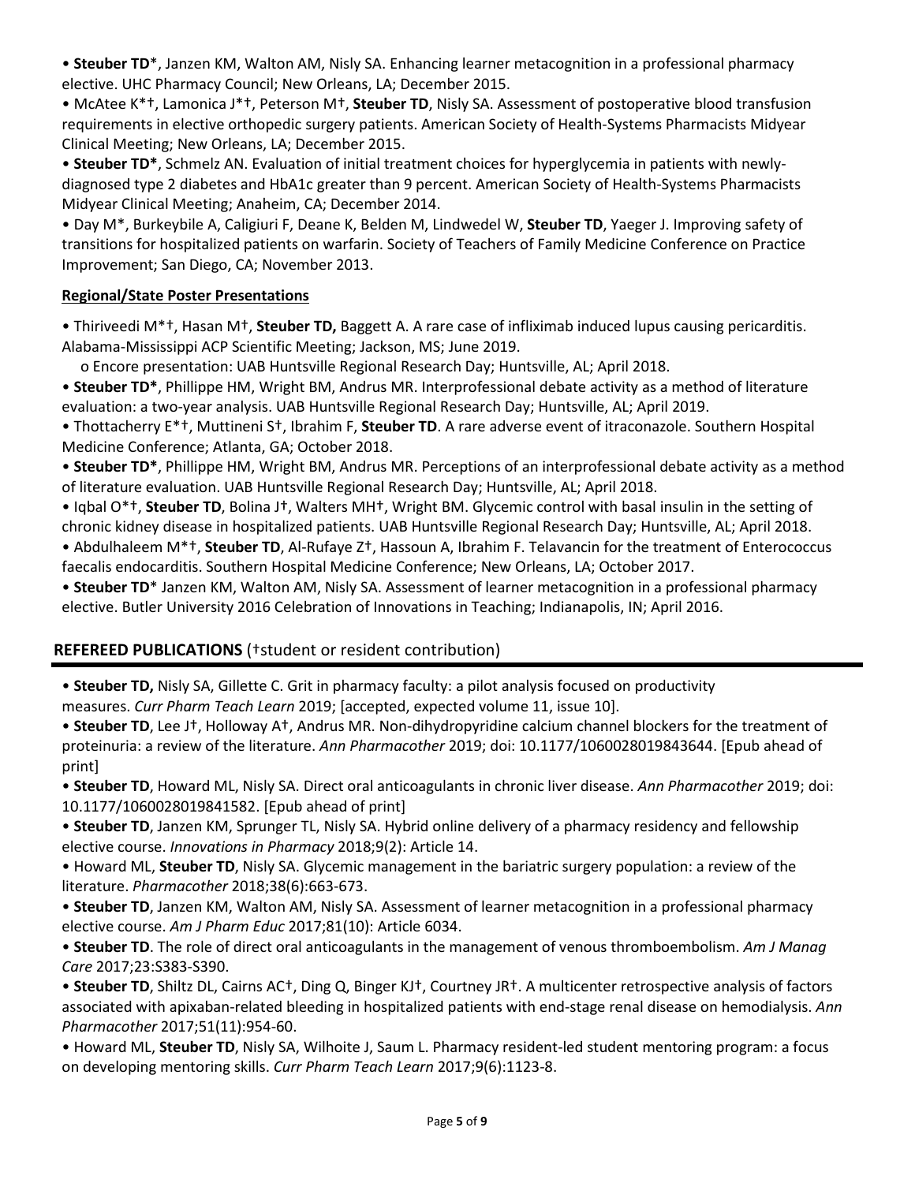- **Steuber TD***, Janzen KM, Walton AM, Nisly SA. Enhancing learner metacognition in a professional pharmacy elective. UHC Pharmacy Council; New Orleans, LA; December 2015.
- McAtee K*†, Lamonica J*†, Peterson M†, **Steuber TD**, Nisly SA. Assessment of postoperative blood transfusion requirements in elective orthopedic surgery patients. American Society of Health-Systems Pharmacists Midyear Clinical Meeting; New Orleans, LA; December 2015.
- **Steuber TD***, Schmelz AN. Evaluation of initial treatment choices for hyperglycemia in patients with newly-diagnosed type 2 diabetes and HbA1c greater than 9 percent. American Society of Health-Systems Pharmacists Midyear Clinical Meeting; Anaheim, CA; December 2014.
- Day M*, Burkeybile A, Caligiuri F, Deane K, Belden M, Lindwedel W, **Steuber TD**, Yaeger J. Improving safety of transitions for hospitalized patients on warfarin. Society of Teachers of Family Medicine Conference on Practice Improvement; San Diego, CA; November 2013.

**Regional/State Poster Presentations**

- Thiriveedi M*†, Hasan M†, **Steuber TD,** Baggett A. A rare case of infliximab induced lupus causing pericarditis. Alabama-Mississippi ACP Scientific Meeting; Jackson, MS; June 2019.
  - Encore presentation: UAB Huntsville Regional Research Day; Huntsville, AL; April 2018.
- **Steuber TD***, Phillippe HM, Wright BM, Andrus MR. Interprofessional debate activity as a method of literature evaluation: a two-year analysis. UAB Huntsville Regional Research Day; Huntsville, AL; April 2019.
- Thottacherry E*†, Muttineni S†, Ibrahim F, **Steuber TD**. A rare adverse event of itraconazole. Southern Hospital Medicine Conference; Atlanta, GA; October 2018.
- **Steuber TD***, Phillippe HM, Wright BM, Andrus MR. Perceptions of an interprofessional debate activity as a method of literature evaluation. UAB Huntsville Regional Research Day; Huntsville, AL; April 2018.
- Iqbal O*†, **Steuber TD**, Bolina J†, Walters MH†, Wright BM. Glycemic control with basal insulin in the setting of chronic kidney disease in hospitalized patients. UAB Huntsville Regional Research Day; Huntsville, AL; April 2018.
- Abdulhaleem M*†, **Steuber TD**, Al-Rufaye Z†, Hassoun A, Ibrahim F. Telavancin for the treatment of Enterococcus faecalis endocarditis. Southern Hospital Medicine Conference; New Orleans, LA; October 2017.
- **Steuber TD*** Janzen KM, Walton AM, Nisly SA. Assessment of learner metacognition in a professional pharmacy elective. Butler University 2016 Celebration of Innovations in Teaching; Indianapolis, IN; April 2016.

## REFEREED PUBLICATIONS (†student or resident contribution)

- **Steuber TD,** Nisly SA, Gillette C. Grit in pharmacy faculty: a pilot analysis focused on productivity measures. *Curr Pharm Teach Learn* 2019; [accepted, expected volume 11, issue 10].
- **Steuber TD**, Lee J†, Holloway A†, Andrus MR. Non-dihydropyridine calcium channel blockers for the treatment of proteinuria: a review of the literature. *Ann Pharmacother* 2019; doi: 10.1177/1060028019843644. [Epub ahead of print]
- **Steuber TD**, Howard ML, Nisly SA. Direct oral anticoagulants in chronic liver disease. *Ann Pharmacother* 2019; doi: 10.1177/1060028019841582. [Epub ahead of print]
- **Steuber TD**, Janzen KM, Sprunger TL, Nisly SA. Hybrid online delivery of a pharmacy residency and fellowship elective course. *Innovations in Pharmacy* 2018;9(2): Article 14.
- Howard ML, **Steuber TD**, Nisly SA. Glycemic management in the bariatric surgery population: a review of the literature. *Pharmacother* 2018;38(6):663-673.
- **Steuber TD**, Janzen KM, Walton AM, Nisly SA. Assessment of learner metacognition in a professional pharmacy elective course. *Am J Pharm Educ* 2017;81(10): Article 6034.
- **Steuber TD**. The role of direct oral anticoagulants in the management of venous thromboembolism. *Am J Manag Care* 2017;23:S383-S390.
- **Steuber TD**, Shiltz DL, Cairns AC†, Ding Q, Binger KJ†, Courtney JR†. A multicenter retrospective analysis of factors associated with apixaban-related bleeding in hospitalized patients with end-stage renal disease on hemodialysis. *Ann Pharmacother* 2017;51(11):954-60.
- Howard ML, **Steuber TD**, Nisly SA, Wilhoite J, Saum L. Pharmacy resident-led student mentoring program: a focus on developing mentoring skills. *Curr Pharm Teach Learn* 2017;9(6):1123-8.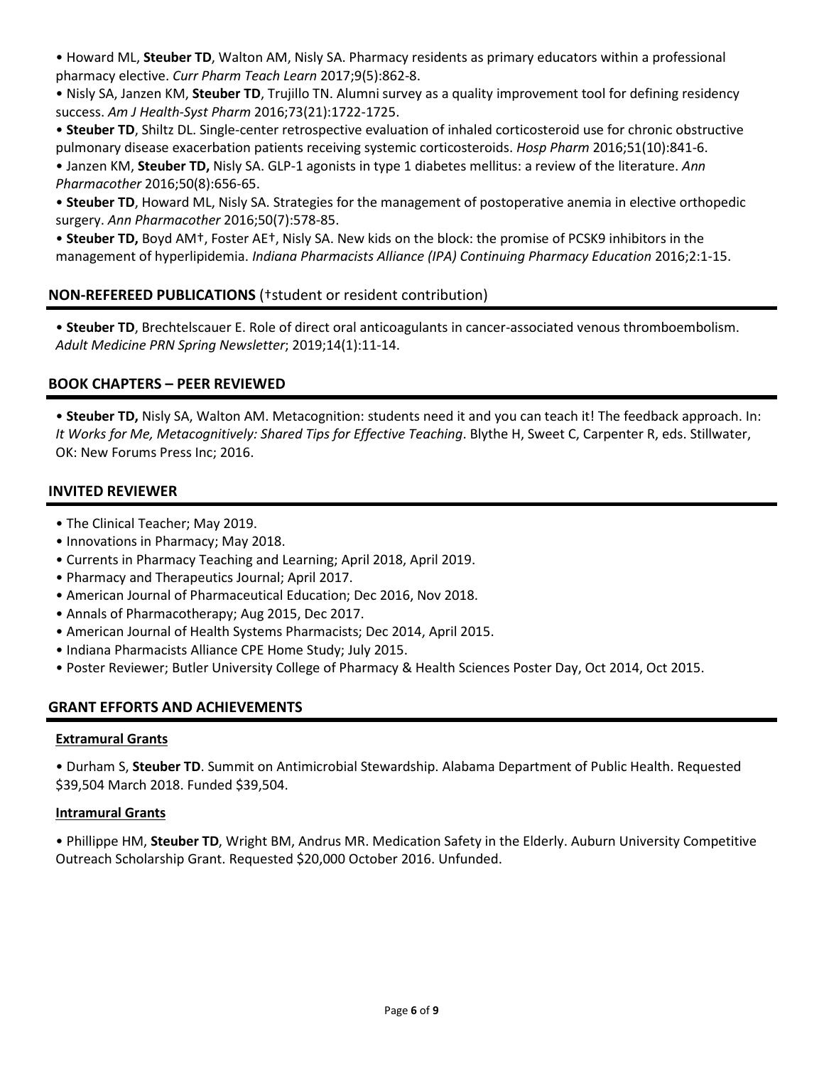- Howard ML, **Steuber TD**, Walton AM, Nisly SA. Pharmacy residents as primary educators within a professional pharmacy elective. *Curr Pharm Teach Learn* 2017;9(5):862-8.
- Nisly SA, Janzen KM, **Steuber TD**, Trujillo TN. Alumni survey as a quality improvement tool for defining residency success. *Am J Health-Syst Pharm* 2016;73(21):1722-1725.
- **Steuber TD**, Shiltz DL. Single-center retrospective evaluation of inhaled corticosteroid use for chronic obstructive pulmonary disease exacerbation patients receiving systemic corticosteroids. *Hosp Pharm* 2016;51(10):841-6.
- Janzen KM, **Steuber TD,** Nisly SA. GLP-1 agonists in type 1 diabetes mellitus: a review of the literature. *Ann Pharmacother* 2016;50(8):656-65.
- **Steuber TD**, Howard ML, Nisly SA. Strategies for the management of postoperative anemia in elective orthopedic surgery. *Ann Pharmacother* 2016;50(7):578-85.
- **Steuber TD,** Boyd AM†, Foster AE†, Nisly SA. New kids on the block: the promise of PCSK9 inhibitors in the management of hyperlipidemia. *Indiana Pharmacists Alliance (IPA) Continuing Pharmacy Education* 2016;2:1-15.

## NON-REFEREED PUBLICATIONS (†student or resident contribution)

- **Steuber TD**, Brechtelscauer E. Role of direct oral anticoagulants in cancer-associated venous thromboembolism. *Adult Medicine PRN Spring Newsletter*; 2019;14(1):11-14.

## BOOK CHAPTERS – PEER REVIEWED

- **Steuber TD,** Nisly SA, Walton AM. Metacognition: students need it and you can teach it! The feedback approach. In: *It Works for Me, Metacognitively: Shared Tips for Effective Teaching*. Blythe H, Sweet C, Carpenter R, eds. Stillwater, OK: New Forums Press Inc; 2016.

## INVITED REVIEWER

- The Clinical Teacher; May 2019.
- Innovations in Pharmacy; May 2018.
- Currents in Pharmacy Teaching and Learning; April 2018, April 2019.
- Pharmacy and Therapeutics Journal; April 2017.
- American Journal of Pharmaceutical Education; Dec 2016, Nov 2018.
- Annals of Pharmacotherapy; Aug 2015, Dec 2017.
- American Journal of Health Systems Pharmacists; Dec 2014, April 2015.
- Indiana Pharmacists Alliance CPE Home Study; July 2015.
- Poster Reviewer; Butler University College of Pharmacy & Health Sciences Poster Day, Oct 2014, Oct 2015.

## GRANT EFFORTS AND ACHIEVEMENTS

### Extramural Grants

- Durham S, **Steuber TD**. Summit on Antimicrobial Stewardship. Alabama Department of Public Health. Requested $39,504 March 2018. Funded $39,504.

### Intramural Grants

- Phillippe HM, **Steuber TD**, Wright BM, Andrus MR. Medication Safety in the Elderly. Auburn University Competitive Outreach Scholarship Grant. Requested $20,000 October 2016. Unfunded.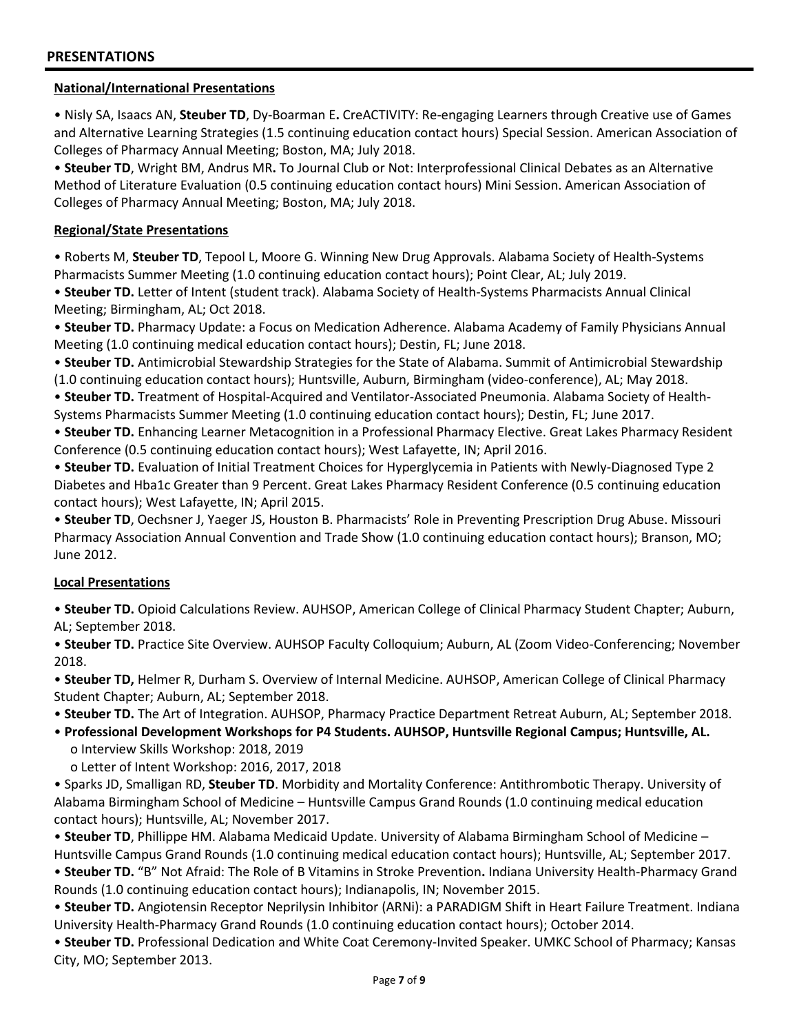## PRESENTATIONS

### National/International Presentations

- Nisly SA, Isaacs AN, **Steuber TD**, Dy-Boarman E**.** CreACTIVITY: Re-engaging Learners through Creative use of Games and Alternative Learning Strategies (1.5 continuing education contact hours) Special Session. American Association of Colleges of Pharmacy Annual Meeting; Boston, MA; July 2018.
- **Steuber TD**, Wright BM, Andrus MR**.** To Journal Club or Not: Interprofessional Clinical Debates as an Alternative Method of Literature Evaluation (0.5 continuing education contact hours) Mini Session. American Association of Colleges of Pharmacy Annual Meeting; Boston, MA; July 2018.

### Regional/State Presentations

- Roberts M, **Steuber TD**, Tepool L, Moore G. Winning New Drug Approvals. Alabama Society of Health-Systems Pharmacists Summer Meeting (1.0 continuing education contact hours); Point Clear, AL; July 2019.
- **Steuber TD.** Letter of Intent (student track). Alabama Society of Health-Systems Pharmacists Annual Clinical Meeting; Birmingham, AL; Oct 2018.
- **Steuber TD.** Pharmacy Update: a Focus on Medication Adherence. Alabama Academy of Family Physicians Annual Meeting (1.0 continuing medical education contact hours); Destin, FL; June 2018.
- **Steuber TD.** Antimicrobial Stewardship Strategies for the State of Alabama. Summit of Antimicrobial Stewardship (1.0 continuing education contact hours); Huntsville, Auburn, Birmingham (video-conference), AL; May 2018.
- **Steuber TD.** Treatment of Hospital-Acquired and Ventilator-Associated Pneumonia. Alabama Society of Health-Systems Pharmacists Summer Meeting (1.0 continuing education contact hours); Destin, FL; June 2017.
- **Steuber TD.** Enhancing Learner Metacognition in a Professional Pharmacy Elective. Great Lakes Pharmacy Resident Conference (0.5 continuing education contact hours); West Lafayette, IN; April 2016.
- **Steuber TD.** Evaluation of Initial Treatment Choices for Hyperglycemia in Patients with Newly-Diagnosed Type 2 Diabetes and Hba1c Greater than 9 Percent. Great Lakes Pharmacy Resident Conference (0.5 continuing education contact hours); West Lafayette, IN; April 2015.
- **Steuber TD**, Oechsner J, Yaeger JS, Houston B. Pharmacists' Role in Preventing Prescription Drug Abuse. Missouri Pharmacy Association Annual Convention and Trade Show (1.0 continuing education contact hours); Branson, MO; June 2012.

### Local Presentations

- **Steuber TD.** Opioid Calculations Review. AUHSOP, American College of Clinical Pharmacy Student Chapter; Auburn, AL; September 2018.
- **Steuber TD.** Practice Site Overview. AUHSOP Faculty Colloquium; Auburn, AL (Zoom Video-Conferencing; November 2018.
- **Steuber TD,** Helmer R, Durham S. Overview of Internal Medicine. AUHSOP, American College of Clinical Pharmacy Student Chapter; Auburn, AL; September 2018.
- **Steuber TD.** The Art of Integration. AUHSOP, Pharmacy Practice Department Retreat Auburn, AL; September 2018.
- **Professional Development Workshops for P4 Students. AUHSOP, Huntsville Regional Campus; Huntsville, AL.**
  - Interview Skills Workshop: 2018, 2019
  - Letter of Intent Workshop: 2016, 2017, 2018
- Sparks JD, Smalligan RD, **Steuber TD**. Morbidity and Mortality Conference: Antithrombotic Therapy. University of Alabama Birmingham School of Medicine – Huntsville Campus Grand Rounds (1.0 continuing medical education contact hours); Huntsville, AL; November 2017.
- **Steuber TD**, Phillippe HM. Alabama Medicaid Update. University of Alabama Birmingham School of Medicine – Huntsville Campus Grand Rounds (1.0 continuing medical education contact hours); Huntsville, AL; September 2017.
- **Steuber TD.** "B" Not Afraid: The Role of B Vitamins in Stroke Prevention**.** Indiana University Health-Pharmacy Grand Rounds (1.0 continuing education contact hours); Indianapolis, IN; November 2015.
- **Steuber TD.** Angiotensin Receptor Neprilysin Inhibitor (ARNi): a PARADIGM Shift in Heart Failure Treatment. Indiana University Health-Pharmacy Grand Rounds (1.0 continuing education contact hours); October 2014.
- **Steuber TD.** Professional Dedication and White Coat Ceremony-Invited Speaker. UMKC School of Pharmacy; Kansas City, MO; September 2013.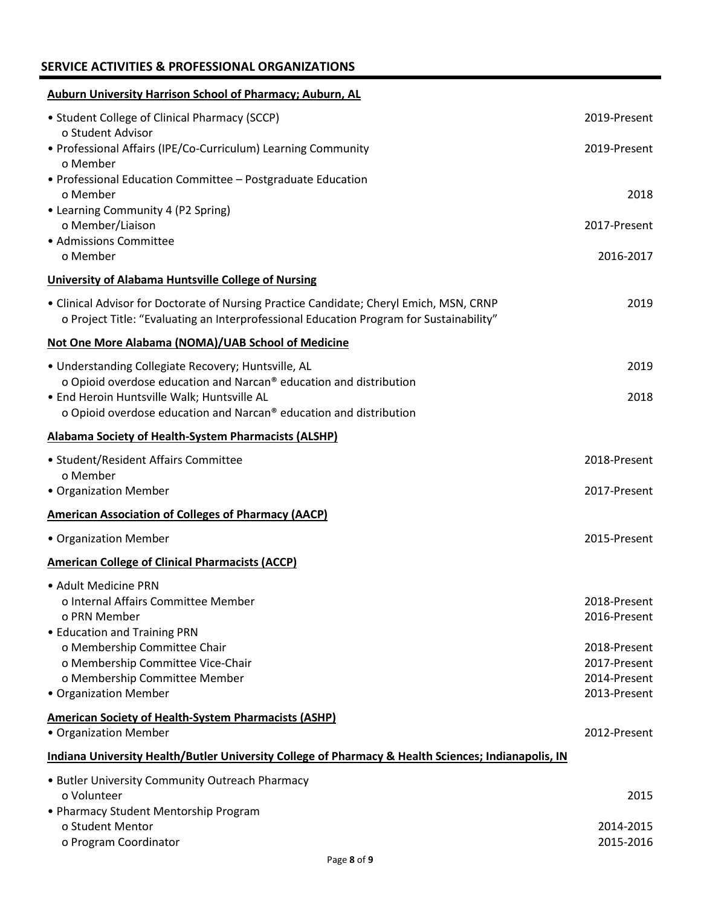## SERVICE ACTIVITIES & PROFESSIONAL ORGANIZATIONS

**Auburn University Harrison School of Pharmacy; Auburn, AL**

- Student College of Clinical Pharmacy (SCCP) — 2019-Present
  - Student Advisor
- Professional Affairs (IPE/Co-Curriculum) Learning Community — 2019-Present
  - Member
- Professional Education Committee – Postgraduate Education
  - Member — 2018
- Learning Community 4 (P2 Spring)
  - Member/Liaison — 2017-Present
- Admissions Committee
  - Member — 2016-2017

**University of Alabama Huntsville College of Nursing**

- Clinical Advisor for Doctorate of Nursing Practice Candidate; Cheryl Emich, MSN, CRNP — 2019
  - Project Title: "Evaluating an Interprofessional Education Program for Sustainability"

**Not One More Alabama (NOMA)/UAB School of Medicine**

- Understanding Collegiate Recovery; Huntsville, AL — 2019
  - Opioid overdose education and Narcan® education and distribution
- End Heroin Huntsville Walk; Huntsville AL — 2018
  - Opioid overdose education and Narcan® education and distribution

**Alabama Society of Health-System Pharmacists (ALSHP)**

- Student/Resident Affairs Committee — 2018-Present
  - Member
- Organization Member — 2017-Present

**American Association of Colleges of Pharmacy (AACP)**

- Organization Member — 2015-Present

**American College of Clinical Pharmacists (ACCP)**

- Adult Medicine PRN
  - Internal Affairs Committee Member — 2018-Present
  - PRN Member — 2016-Present
- Education and Training PRN
  - Membership Committee Chair — 2018-Present
  - Membership Committee Vice-Chair — 2017-Present
  - Membership Committee Member — 2014-Present
- Organization Member — 2013-Present

**American Society of Health-System Pharmacists (ASHP)**

- Organization Member — 2012-Present

**Indiana University Health/Butler University College of Pharmacy & Health Sciences; Indianapolis, IN**

- Butler University Community Outreach Pharmacy
  - Volunteer — 2015
- Pharmacy Student Mentorship Program
  - Student Mentor — 2014-2015
  - Program Coordinator — 2015-2016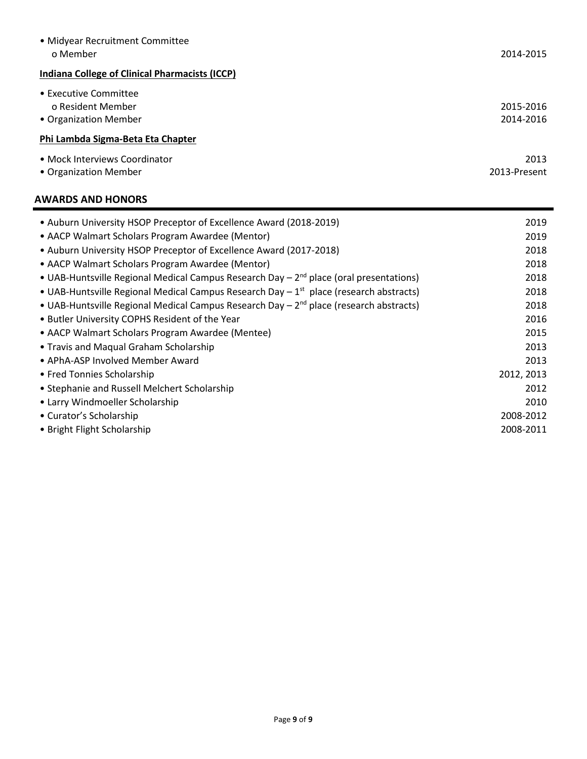- Midyear Recruitment Committee
  - Member 2014-2015

**Indiana College of Clinical Pharmacists (ICCP)**

- Executive Committee
  - Resident Member 2015-2016
- Organization Member 2014-2016

**Phi Lambda Sigma-Beta Eta Chapter**

- Mock Interviews Coordinator 2013
- Organization Member 2013-Present

## AWARDS AND HONORS

- Auburn University HSOP Preceptor of Excellence Award (2018-2019) 2019
- AACP Walmart Scholars Program Awardee (Mentor) 2019
- Auburn University HSOP Preceptor of Excellence Award (2017-2018) 2018
- AACP Walmart Scholars Program Awardee (Mentor) 2018
- UAB-Huntsville Regional Medical Campus Research Day – 2nd place (oral presentations) 2018
- UAB-Huntsville Regional Medical Campus Research Day – 1st place (research abstracts) 2018
- UAB-Huntsville Regional Medical Campus Research Day – 2nd place (research abstracts) 2018
- Butler University COPHS Resident of the Year 2016
- AACP Walmart Scholars Program Awardee (Mentee) 2015
- Travis and Maqual Graham Scholarship 2013
- APhA-ASP Involved Member Award 2013
- Fred Tonnies Scholarship 2012, 2013
- Stephanie and Russell Melchert Scholarship 2012
- Larry Windmoeller Scholarship 2010
- Curator's Scholarship 2008-2012
- Bright Flight Scholarship 2008-2011